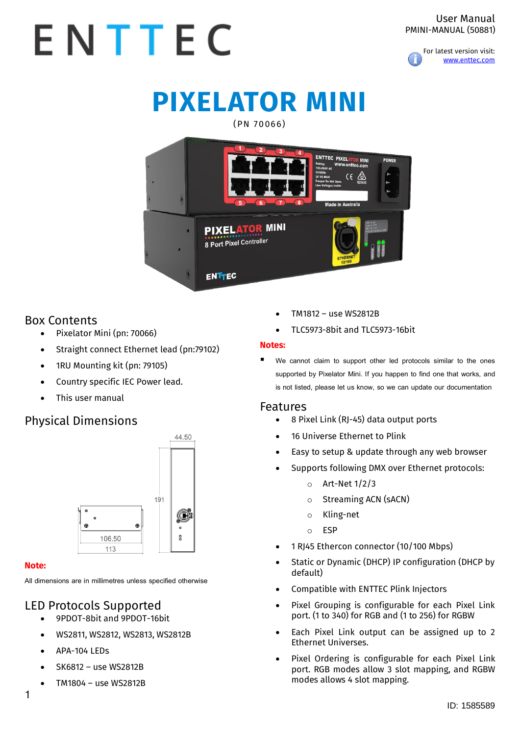ENTTEC

User Manual
PMINI-MANUAL (50881)

For latest version visit: www.enttec.com

# PIXELATOR MINI

(PN 70066)

## Box Contents

- Pixelator Mini (pn: 70066)
- Straight connect Ethernet lead (pn:79102)
- 1RU Mounting kit (pn: 79105)
- Country specific IEC Power lead.
- This user manual

## Physical Dimensions

**Note:**

All dimensions are in millimetres unless specified otherwise

## LED Protocols Supported

- 9PDOT-8bit and 9PDOT-16bit
- WS2811, WS2812, WS2813, WS2812B
- APA-104 LEDs
- SK6812 – use WS2812B
- TM1804 – use WS2812B
- TM1812 – use WS2812B
- TLC5973-8bit and TLC5973-16bit

**Notes:**

- We cannot claim to support other led protocols similar to the ones supported by Pixelator Mini. If you happen to find one that works, and is not listed, please let us know, so we can update our documentation

## Features

- 8 Pixel Link (RJ-45) data output ports
- 16 Universe Ethernet to Plink
- Easy to setup & update through any web browser
- Supports following DMX over Ethernet protocols:
  - Art-Net 1/2/3
  - Streaming ACN (sACN)
  - Kling-net
  - ESP
- 1 RJ45 Ethercon connector (10/100 Mbps)
- Static or Dynamic (DHCP) IP configuration (DHCP by default)
- Compatible with ENTTEC Plink Injectors
- Pixel Grouping is configurable for each Pixel Link port. (1 to 340) for RGB and (1 to 256) for RGBW
- Each Pixel Link output can be assigned up to 2 Ethernet Universes.
- Pixel Ordering is configurable for each Pixel Link port. RGB modes allow 3 slot mapping, and RGBW modes allows 4 slot mapping.

ID: 1585589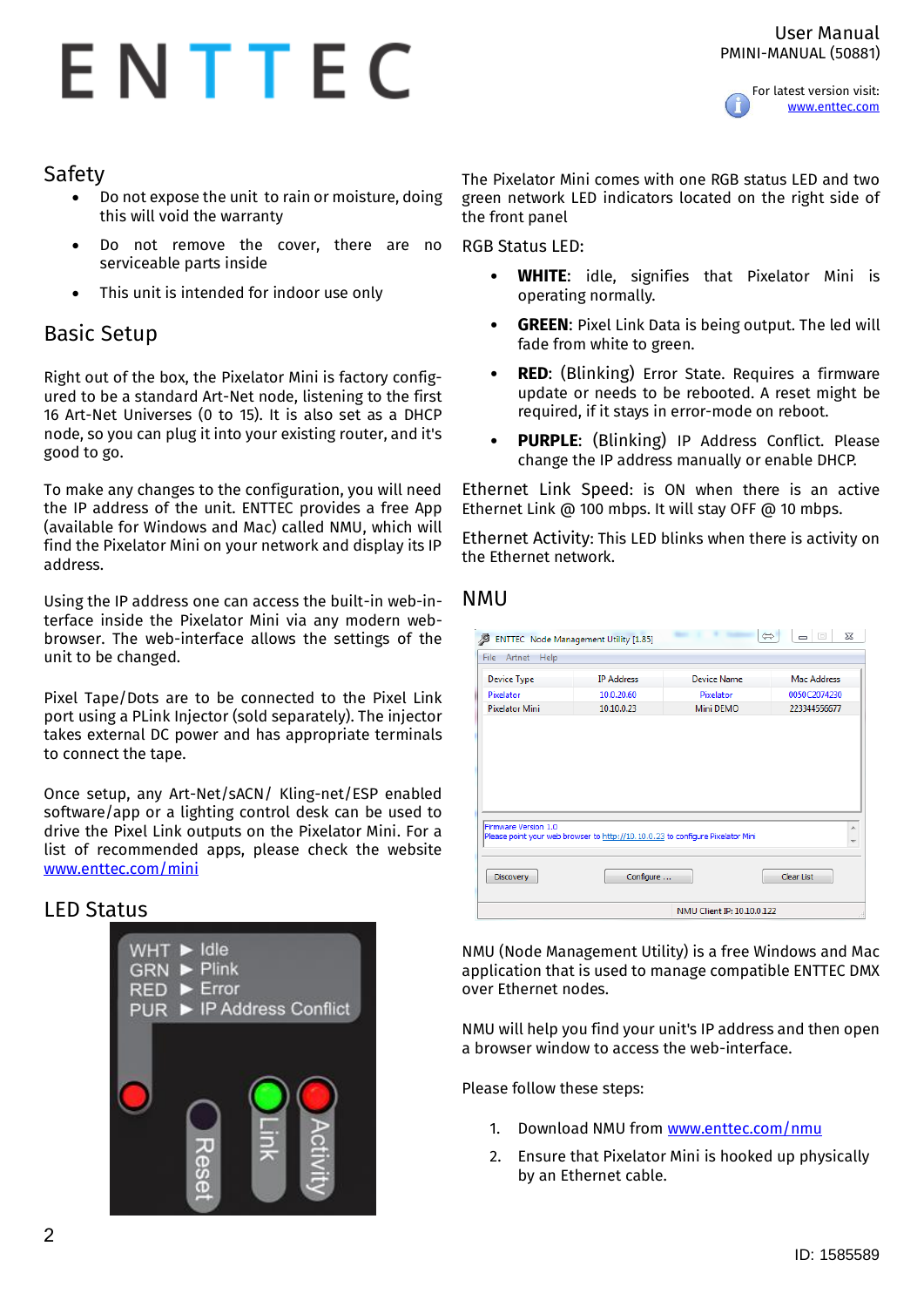## Safety

- Do not expose the unit to rain or moisture, doing this will void the warranty
- Do not remove the cover, there are no serviceable parts inside
- This unit is intended for indoor use only

## Basic Setup

Right out of the box, the Pixelator Mini is factory configured to be a standard Art-Net node, listening to the first 16 Art-Net Universes (0 to 15). It is also set as a DHCP node, so you can plug it into your existing router, and it's good to go.

To make any changes to the configuration, you will need the IP address of the unit. ENTTEC provides a free App (available for Windows and Mac) called NMU, which will find the Pixelator Mini on your network and display its IP address.

Using the IP address one can access the built-in web-interface inside the Pixelator Mini via any modern web-browser. The web-interface allows the settings of the unit to be changed.

Pixel Tape/Dots are to be connected to the Pixel Link port using a PLink Injector (sold separately). The injector takes external DC power and has appropriate terminals to connect the tape.

Once setup, any Art-Net/sACN/ Kling-net/ESP enabled software/app or a lighting control desk can be used to drive the Pixel Link outputs on the Pixelator Mini. For a list of recommended apps, please check the website www.enttec.com/mini

## LED Status

The Pixelator Mini comes with one RGB status LED and two green network LED indicators located on the right side of the front panel

RGB Status LED:

- **WHITE**: idle, signifies that Pixelator Mini is operating normally.
- **GREEN**: Pixel Link Data is being output. The led will fade from white to green.
- **RED**: (Blinking) Error State. Requires a firmware update or needs to be rebooted. A reset might be required, if it stays in error-mode on reboot.
- **PURPLE**: (Blinking) IP Address Conflict. Please change the IP address manually or enable DHCP.

Ethernet Link Speed: is ON when there is an active Ethernet Link @ 100 mbps. It will stay OFF @ 10 mbps.

Ethernet Activity: This LED blinks when there is activity on the Ethernet network.

## NMU

NMU (Node Management Utility) is a free Windows and Mac application that is used to manage compatible ENTTEC DMX over Ethernet nodes.

NMU will help you find your unit's IP address and then open a browser window to access the web-interface.

Please follow these steps:

1. Download NMU from www.enttec.com/nmu
2. Ensure that Pixelator Mini is hooked up physically by an Ethernet cable.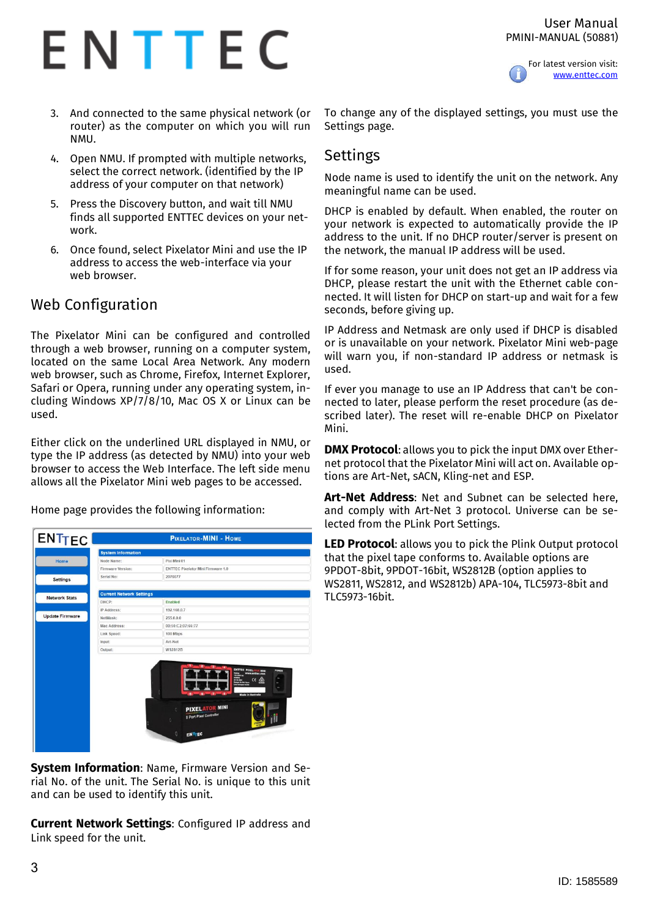3. And connected to the same physical network (or router) as the computer on which you will run NMU.
4. Open NMU. If prompted with multiple networks, select the correct network. (identified by the IP address of your computer on that network)
5. Press the Discovery button, and wait till NMU finds all supported ENTTEC devices on your network.
6. Once found, select Pixelator Mini and use the IP address to access the web-interface via your web browser.

## Web Configuration

The Pixelator Mini can be configured and controlled through a web browser, running on a computer system, located on the same Local Area Network. Any modern web browser, such as Chrome, Firefox, Internet Explorer, Safari or Opera, running under any operating system, including Windows XP/7/8/10, Mac OS X or Linux can be used.

Either click on the underlined URL displayed in NMU, or type the IP address (as detected by NMU) into your web browser to access the Web Interface. The left side menu allows all the Pixelator Mini web pages to be accessed.

Home page provides the following information:

**System Information**: Name, Firmware Version and Serial No. of the unit. The Serial No. is unique to this unit and can be used to identify this unit.

**Current Network Settings**: Configured IP address and Link speed for the unit.

To change any of the displayed settings, you must use the Settings page.

## Settings

Node name is used to identify the unit on the network. Any meaningful name can be used.

DHCP is enabled by default. When enabled, the router on your network is expected to automatically provide the IP address to the unit. If no DHCP router/server is present on the network, the manual IP address will be used.

If for some reason, your unit does not get an IP address via DHCP, please restart the unit with the Ethernet cable connected. It will listen for DHCP on start-up and wait for a few seconds, before giving up.

IP Address and Netmask are only used if DHCP is disabled or is unavailable on your network. Pixelator Mini web-page will warn you, if non-standard IP address or netmask is used.

If ever you manage to use an IP Address that can't be connected to later, please perform the reset procedure (as described later). The reset will re-enable DHCP on Pixelator Mini.

**DMX Protocol**: allows you to pick the input DMX over Ethernet protocol that the Pixelator Mini will act on. Available options are Art-Net, sACN, Kling-net and ESP.

**Art-Net Address**: Net and Subnet can be selected here, and comply with Art-Net 3 protocol. Universe can be selected from the PLink Port Settings.

**LED Protocol**: allows you to pick the Plink Output protocol that the pixel tape conforms to. Available options are 9PDOT-8bit, 9PDOT-16bit, WS2812B (option applies to WS2811, WS2812, and WS2812b) APA-104, TLC5973-8bit and TLC5973-16bit.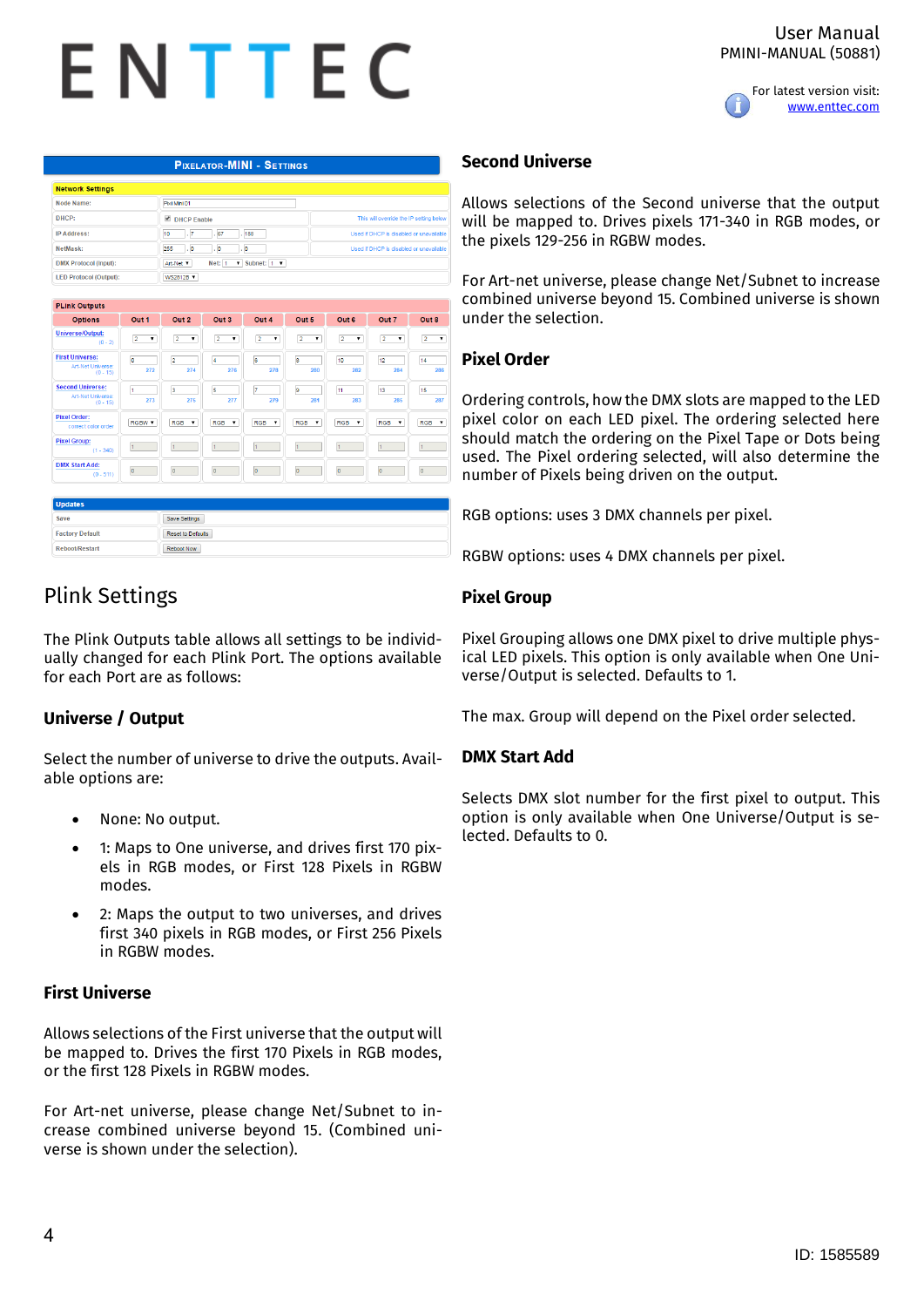## Plink Settings

The Plink Outputs table allows all settings to be individually changed for each Plink Port. The options available for each Port are as follows:

### Universe / Output

Select the number of universe to drive the outputs. Available options are:

- None: No output.
- 1: Maps to One universe, and drives first 170 pixels in RGB modes, or First 128 Pixels in RGBW modes.
- 2: Maps the output to two universes, and drives first 340 pixels in RGB modes, or First 256 Pixels in RGBW modes.

### First Universe

Allows selections of the First universe that the output will be mapped to. Drives the first 170 Pixels in RGB modes, or the first 128 Pixels in RGBW modes.

For Art-net universe, please change Net/Subnet to increase combined universe beyond 15. (Combined universe is shown under the selection).

### Second Universe

Allows selections of the Second universe that the output will be mapped to. Drives pixels 171-340 in RGB modes, or the pixels 129-256 in RGBW modes.

For Art-net universe, please change Net/Subnet to increase combined universe beyond 15. Combined universe is shown under the selection.

### Pixel Order

Ordering controls, how the DMX slots are mapped to the LED pixel color on each LED pixel. The ordering selected here should match the ordering on the Pixel Tape or Dots being used. The Pixel ordering selected, will also determine the number of Pixels being driven on the output.

RGB options: uses 3 DMX channels per pixel.

RGBW options: uses 4 DMX channels per pixel.

### Pixel Group

Pixel Grouping allows one DMX pixel to drive multiple physical LED pixels. This option is only available when One Universe/Output is selected. Defaults to 1.

The max. Group will depend on the Pixel order selected.

### DMX Start Add

Selects DMX slot number for the first pixel to output. This option is only available when One Universe/Output is selected. Defaults to 0.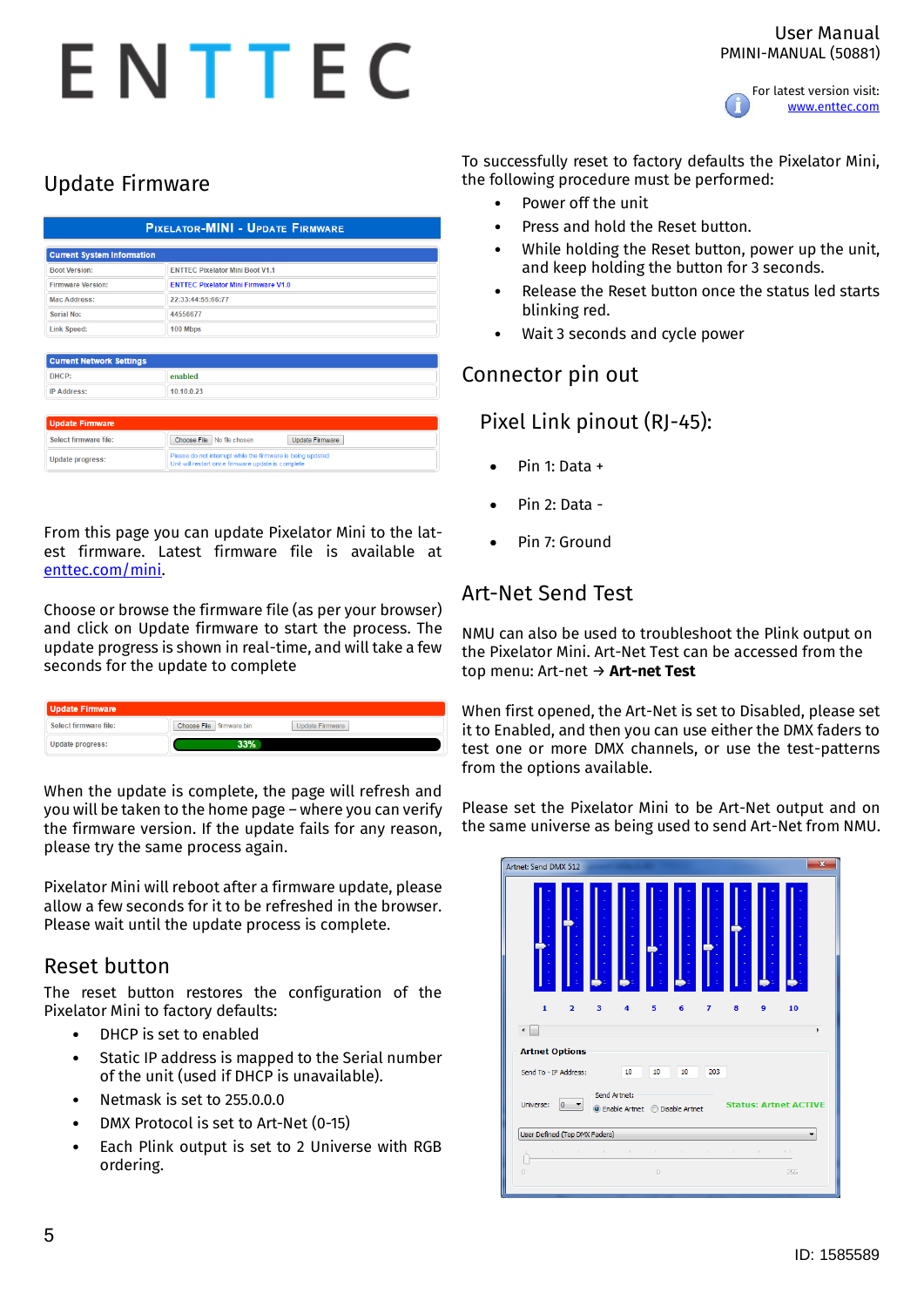## Update Firmware

From this page you can update Pixelator Mini to the latest firmware. Latest firmware file is available at enttec.com/mini.

Choose or browse the firmware file (as per your browser) and click on Update firmware to start the process. The update progress is shown in real-time, and will take a few seconds for the update to complete

When the update is complete, the page will refresh and you will be taken to the home page – where you can verify the firmware version. If the update fails for any reason, please try the same process again.

Pixelator Mini will reboot after a firmware update, please allow a few seconds for it to be refreshed in the browser. Please wait until the update process is complete.

## Reset button

The reset button restores the configuration of the Pixelator Mini to factory defaults:

- DHCP is set to enabled
- Static IP address is mapped to the Serial number of the unit (used if DHCP is unavailable).
- Netmask is set to 255.0.0.0
- DMX Protocol is set to Art-Net (0-15)
- Each Plink output is set to 2 Universe with RGB ordering.

To successfully reset to factory defaults the Pixelator Mini, the following procedure must be performed:

- Power off the unit
- Press and hold the Reset button.
- While holding the Reset button, power up the unit, and keep holding the button for 3 seconds.
- Release the Reset button once the status led starts blinking red.
- Wait 3 seconds and cycle power

## Connector pin out

### Pixel Link pinout (RJ-45):

- Pin 1: Data +
- Pin 2: Data -
- Pin 7: Ground

## Art-Net Send Test

NMU can also be used to troubleshoot the Plink output on the Pixelator Mini. Art-Net Test can be accessed from the top menu: Art-net → **Art-net Test**

When first opened, the Art-Net is set to Disabled, please set it to Enabled, and then you can use either the DMX faders to test one or more DMX channels, or use the test-patterns from the options available.

Please set the Pixelator Mini to be Art-Net output and on the same universe as being used to send Art-Net from NMU.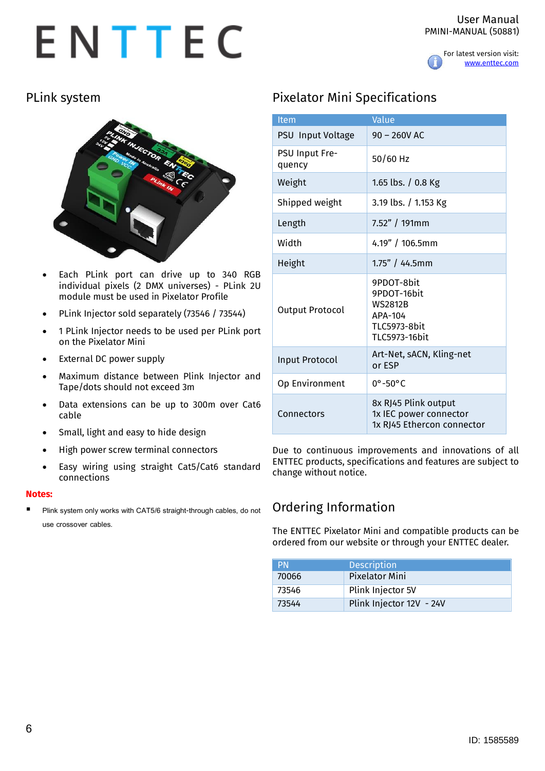## PLink system

- Each PLink port can drive up to 340 RGB individual pixels (2 DMX universes) - PLink 2U module must be used in Pixelator Profile
- PLink Injector sold separately (73546 / 73544)
- 1 PLink Injector needs to be used per PLink port on the Pixelator Mini
- External DC power supply
- Maximum distance between Plink Injector and Tape/dots should not exceed 3m
- Data extensions can be up to 300m over Cat6 cable
- Small, light and easy to hide design
- High power screw terminal connectors
- Easy wiring using straight Cat5/Cat6 standard connections

**Notes:**

- Plink system only works with CAT5/6 straight-through cables, do not use crossover cables.

## Pixelator Mini Specifications

| Item | Value |
|---|---|
| PSU Input Voltage | 90 – 260V AC |
| PSU Input Frequency | 50/60 Hz |
| Weight | 1.65 lbs. / 0.8 Kg |
| Shipped weight | 3.19 lbs. / 1.153 Kg |
| Length | 7.52" / 191mm |
| Width | 4.19" / 106.5mm |
| Height | 1.75" / 44.5mm |
| Output Protocol | 9PDOT-8bit<br>9PDOT-16bit<br>WS2812B<br>APA-104<br>TLC5973-8bit<br>TLC5973-16bit |
| Input Protocol | Art-Net, sACN, Kling-net or ESP |
| Op Environment | 0°-50°C |
| Connectors | 8x RJ45 Plink output<br>1x IEC power connector<br>1x RJ45 Ethercon connector |

Due to continuous improvements and innovations of all ENTTEC products, specifications and features are subject to change without notice.

## Ordering Information

The ENTTEC Pixelator Mini and compatible products can be ordered from our website or through your ENTTEC dealer.

| PN | Description |
|---|---|
| 70066 | Pixelator Mini |
| 73546 | Plink Injector 5V |
| 73544 | Plink Injector 12V - 24V |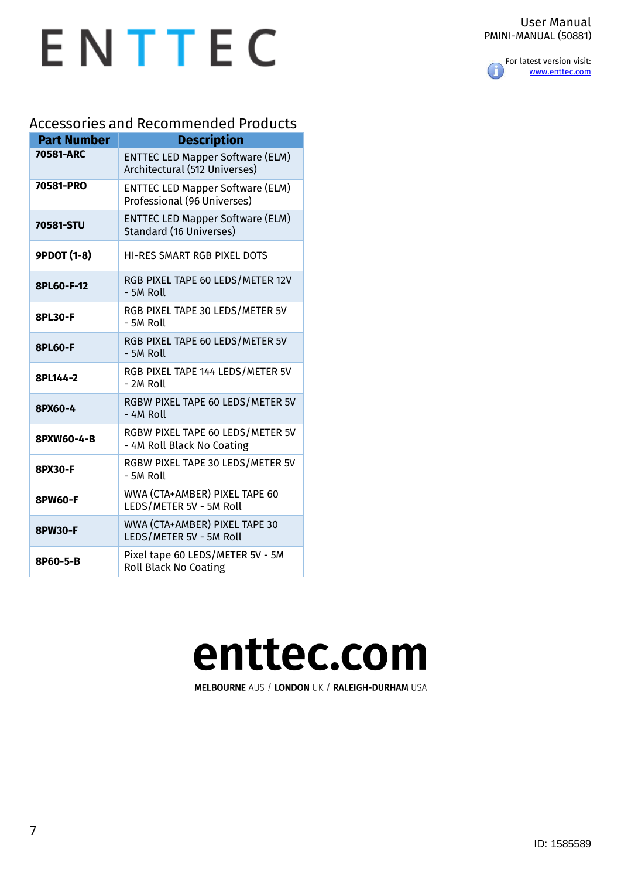## Accessories and Recommended Products

| Part Number | Description |
|---|---|
| 70581-ARC | ENTTEC LED Mapper Software (ELM) Architectural (512 Universes) |
| 70581-PRO | ENTTEC LED Mapper Software (ELM) Professional (96 Universes) |
| 70581-STU | ENTTEC LED Mapper Software (ELM) Standard (16 Universes) |
| 9PDOT (1-8) | HI-RES SMART RGB PIXEL DOTS |
| 8PL60-F-12 | RGB PIXEL TAPE 60 LEDS/METER 12V - 5M Roll |
| 8PL30-F | RGB PIXEL TAPE 30 LEDS/METER 5V - 5M Roll |
| 8PL60-F | RGB PIXEL TAPE 60 LEDS/METER 5V - 5M Roll |
| 8PL144-2 | RGB PIXEL TAPE 144 LEDS/METER 5V - 2M Roll |
| 8PX60-4 | RGBW PIXEL TAPE 60 LEDS/METER 5V - 4M Roll |
| 8PXW60-4-B | RGBW PIXEL TAPE 60 LEDS/METER 5V - 4M Roll Black No Coating |
| 8PX30-F | RGBW PIXEL TAPE 30 LEDS/METER 5V - 5M Roll |
| 8PW60-F | WWA (CTA+AMBER) PIXEL TAPE 60 LEDS/METER 5V - 5M Roll |
| 8PW30-F | WWA (CTA+AMBER) PIXEL TAPE 30 LEDS/METER 5V - 5M Roll |
| 8P60-5-B | Pixel tape 60 LEDS/METER 5V - 5M Roll Black No Coating |

**enttec.com**

**MELBOURNE** AUS / **LONDON** UK / **RALEIGH-DURHAM** USA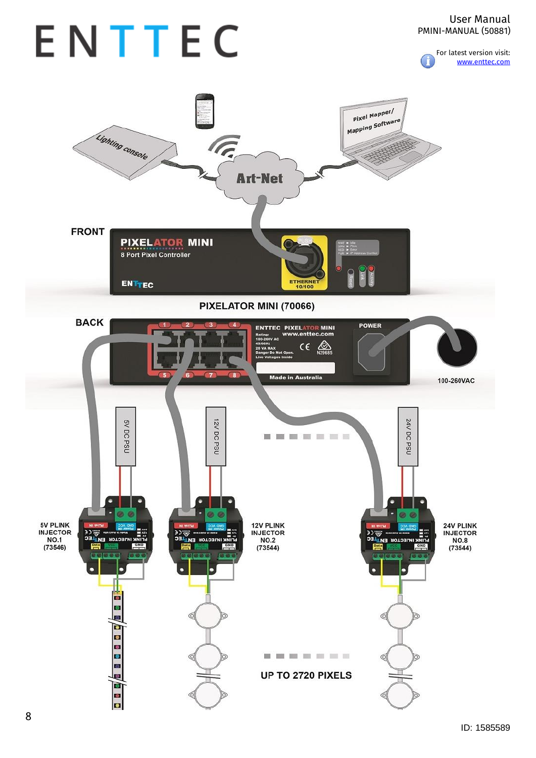# ENTTEC

User Manual
PMINI-MANUAL (50881)

For latest version visit: www.enttec.com

Lighting console

Pixel Mapper/ Mapping Software

Art-Net

FRONT

PIXELATOR MINI
8 Port Pixel Controller

ETHERNET 10/100

PIXELATOR MINI (70066)

BACK

POWER

100-260VAC

5V DC PSU

12V DC PSU

24V DC PSU

5V PLINK INJECTOR NO.1 (73546)

12V PLINK INJECTOR NO.2 (73544)

24V PLINK INJECTOR NO.8 (73544)

UP TO 2720 PIXELS

ID: 1585589